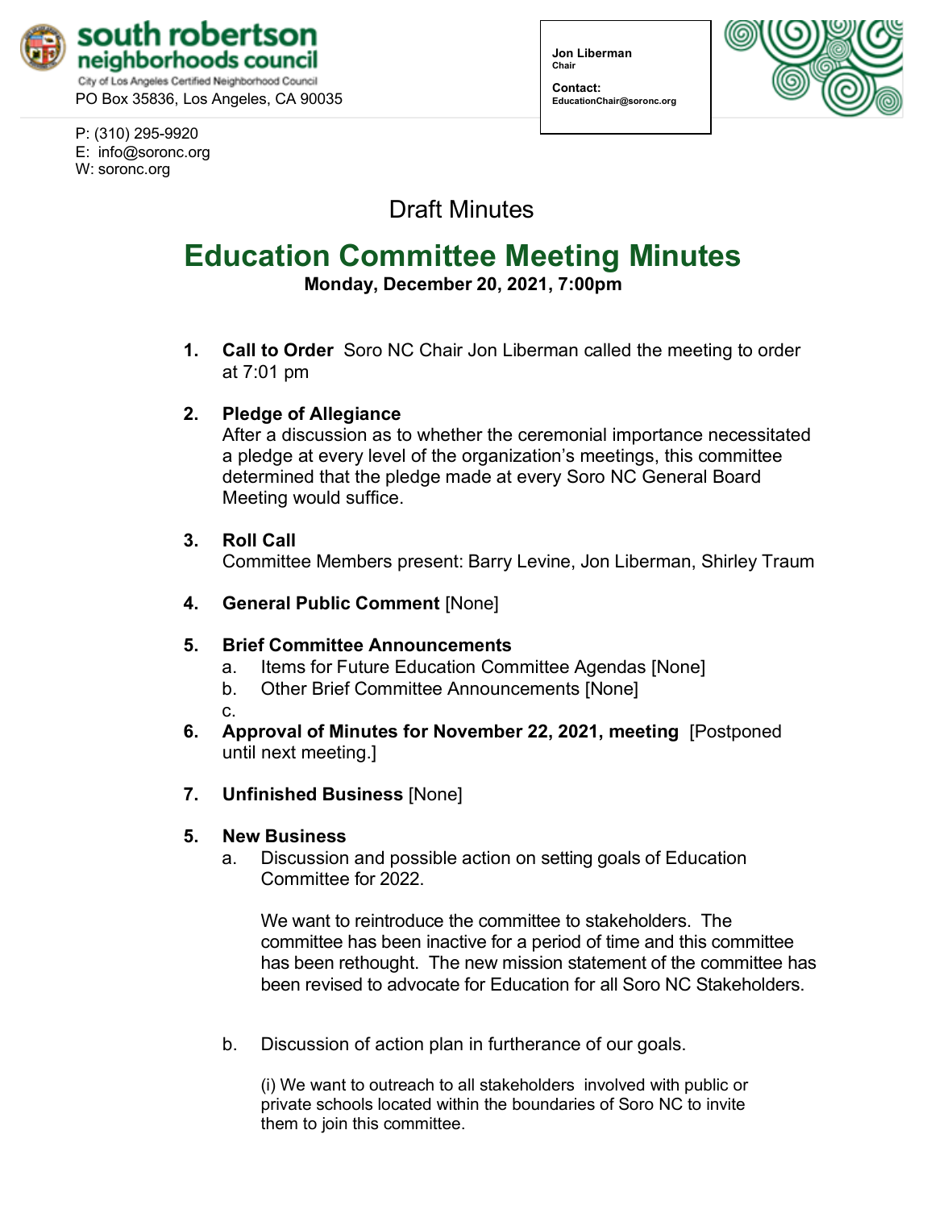**south robertson neighborhoods council**
City of Los Angeles Certified Neighborhood Council
PO Box 35836, Los Angeles, CA 90035

P: (310) 295-9920
E: info@soronc.org
W: soronc.org

**Jon Liberman**
**Chair**

**Contact:**
**EducationChair@soronc.org**

Draft Minutes

# Education Committee Meeting Minutes

**Monday, December 20, 2021, 7:00pm**

1. **Call to Order** Soro NC Chair Jon Liberman called the meeting to order at 7:01 pm

2. **Pledge of Allegiance**
After a discussion as to whether the ceremonial importance necessitated a pledge at every level of the organization's meetings, this committee determined that the pledge made at every Soro NC General Board Meeting would suffice.

3. **Roll Call**
Committee Members present: Barry Levine, Jon Liberman, Shirley Traum

4. **General Public Comment** [None]

5. **Brief Committee Announcements**
   a. Items for Future Education Committee Agendas [None]
   b. Other Brief Committee Announcements [None]
   c.

6. **Approval of Minutes for November 22, 2021, meeting** [Postponed until next meeting.]

7. **Unfinished Business** [None]

5. **New Business**
   a. Discussion and possible action on setting goals of Education Committee for 2022.

      We want to reintroduce the committee to stakeholders. The committee has been inactive for a period of time and this committee has been rethought. The new mission statement of the committee has been revised to advocate for Education for all Soro NC Stakeholders.

   b. Discussion of action plan in furtherance of our goals.

      (i) We want to outreach to all stakeholders involved with public or private schools located within the boundaries of Soro NC to invite them to join this committee.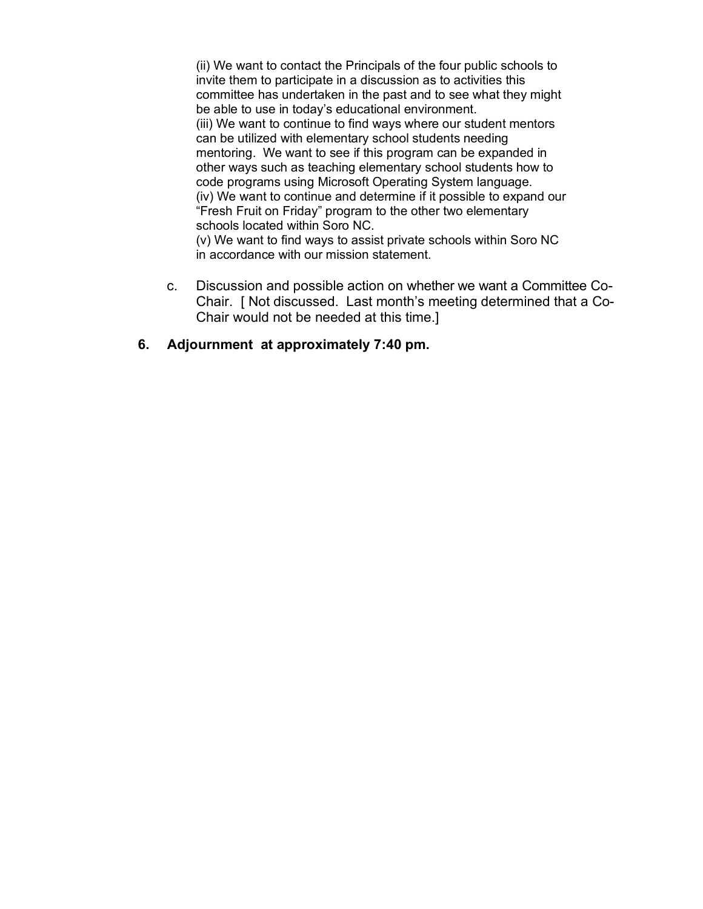(ii) We want to contact the Principals of the four public schools to invite them to participate in a discussion as to activities this committee has undertaken in the past and to see what they might be able to use in today's educational environment.
(iii) We want to continue to find ways where our student mentors can be utilized with elementary school students needing mentoring. We want to see if this program can be expanded in other ways such as teaching elementary school students how to code programs using Microsoft Operating System language.
(iv) We want to continue and determine if it possible to expand our "Fresh Fruit on Friday" program to the other two elementary schools located within Soro NC.
(v) We want to find ways to assist private schools within Soro NC in accordance with our mission statement.

c. Discussion and possible action on whether we want a Committee Co-Chair. [ Not discussed. Last month's meeting determined that a Co-Chair would not be needed at this time.]

**6. Adjournment at approximately 7:40 pm.**